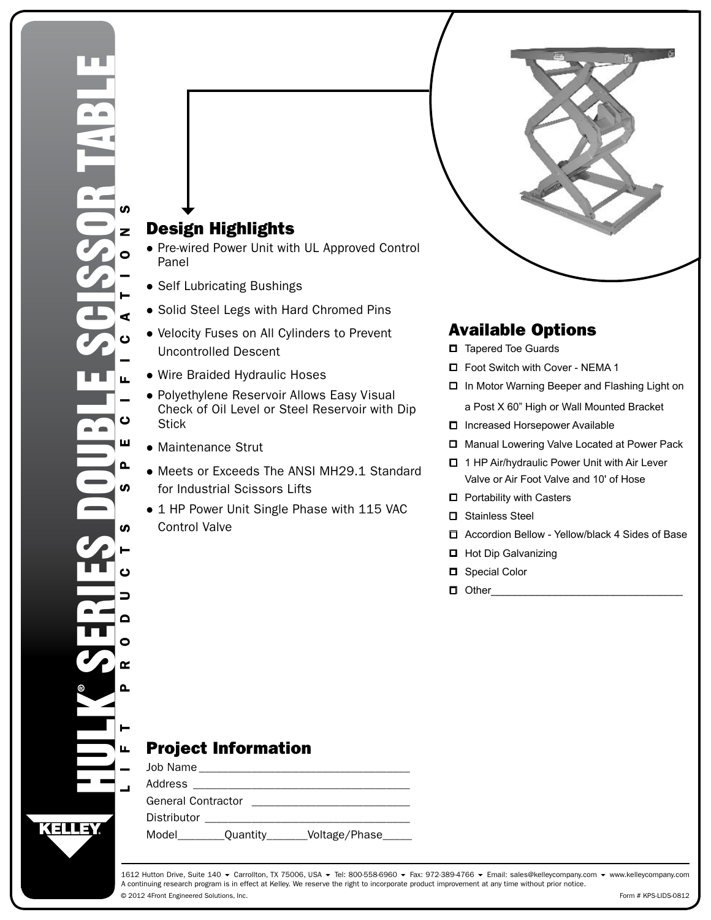# HULK® SERIES DOUBLE SCISSOR TABLE

LIFT PRODUCTS SPECIFICATIONS

## Design Highlights

- Pre-wired Power Unit with UL Approved Control Panel
- Self Lubricating Bushings
- Solid Steel Legs with Hard Chromed Pins
- Velocity Fuses on All Cylinders to Prevent Uncontrolled Descent
- Wire Braided Hydraulic Hoses
- Polyethylene Reservoir Allows Easy Visual Check of Oil Level or Steel Reservoir with Dip Stick
- Maintenance Strut
- Meets or Exceeds The ANSI MH29.1 Standard for Industrial Scissors Lifts
- 1 HP Power Unit Single Phase with 115 VAC Control Valve

## Available Options

- ☐ Tapered Toe Guards
- ☐ Foot Switch with Cover - NEMA 1
- ☐ In Motor Warning Beeper and Flashing Light on a Post X 60" High or Wall Mounted Bracket
- ☐ Increased Horsepower Available
- ☐ Manual Lowering Valve Located at Power Pack
- ☐ 1 HP Air/hydraulic Power Unit with Air Lever Valve or Air Foot Valve and 10' of Hose
- ☐ Portability with Casters
- ☐ Stainless Steel
- ☐ Accordion Bellow - Yellow/black 4 Sides of Base
- ☐ Hot Dip Galvanizing
- ☐ Special Color
- ☐ Other________________________________

## Project Information

Job Name__________________________________

Address __________________________________

General Contractor _________________________

Distributor ________________________________

Model_______Quantity______Voltage/Phase_____

KELLEY

1612 Hutton Drive, Suite 140 ▾ Carrollton, TX 75006, USA ▾ Tel: 800-558-6960 ▾ Fax: 972-389-4766 ▾ Email: sales@kelleycompany.com ▾ www.kelleycompany.com

A continuing research program is in effect at Kelley. We reserve the right to incorporate product improvement at any time without prior notice.

© 2012 4Front Engineered Solutions, Inc.

Form # KPS-LIDS-0812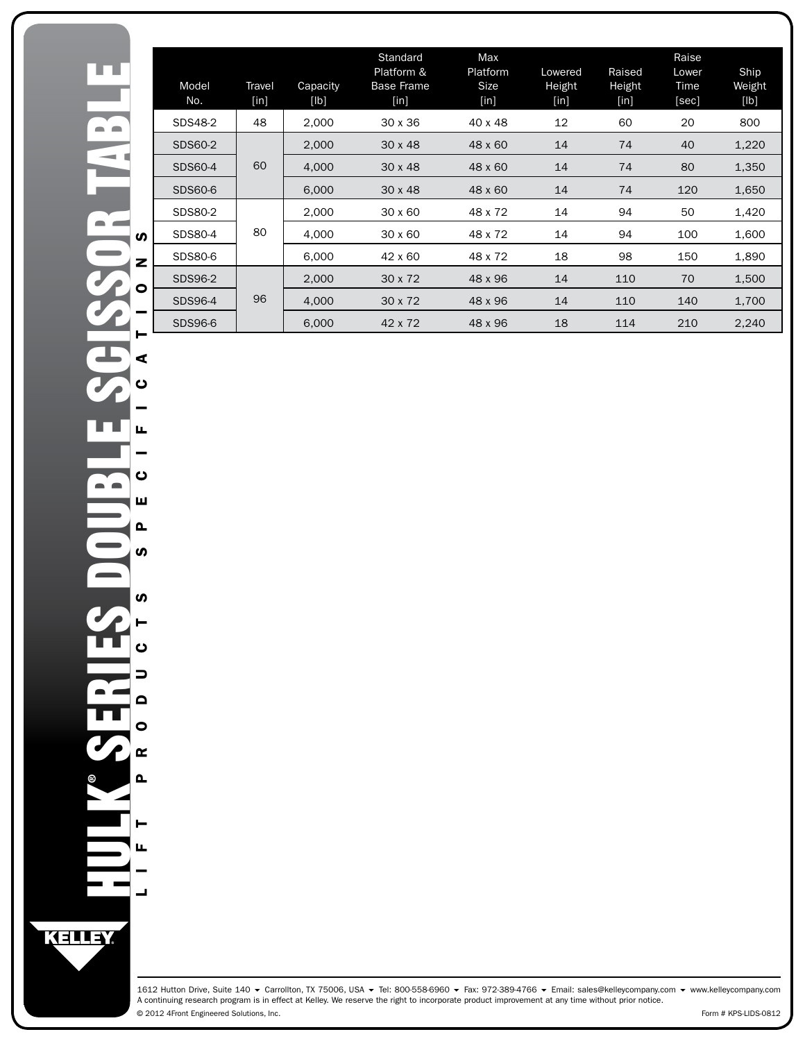# HULK® SERIES DOUBLE SCISSOR TABLE

## LIFT PRODUCTS SPECIFICATIONS

| Model No. | Travel [in] | Capacity [lb] | Standard Platform & Base Frame [in] | Max Platform Size [in] | Lowered Height [in] | Raised Height [in] | Raise Lower Time [sec] | Ship Weight [lb] |
|---|---|---|---|---|---|---|---|---|
| SDS48-2 | 48 | 2,000 | 30 x 36 | 40 x 48 | 12 | 60 | 20 | 800 |
| SDS60-2 | 60 | 2,000 | 30 x 48 | 48 x 60 | 14 | 74 | 40 | 1,220 |
| SDS60-4 | | 4,000 | 30 x 48 | 48 x 60 | 14 | 74 | 80 | 1,350 |
| SDS60-6 | | 6,000 | 30 x 48 | 48 x 60 | 14 | 74 | 120 | 1,650 |
| SDS80-2 | 80 | 2,000 | 30 x 60 | 48 x 72 | 14 | 94 | 50 | 1,420 |
| SDS80-4 | | 4,000 | 30 x 60 | 48 x 72 | 14 | 94 | 100 | 1,600 |
| SDS80-6 | | 6,000 | 42 x 60 | 48 x 72 | 18 | 98 | 150 | 1,890 |
| SDS96-2 | 96 | 2,000 | 30 x 72 | 48 x 96 | 14 | 110 | 70 | 1,500 |
| SDS96-4 | | 4,000 | 30 x 72 | 48 x 96 | 14 | 110 | 140 | 1,700 |
| SDS96-6 | | 6,000 | 42 x 72 | 48 x 96 | 18 | 114 | 210 | 2,240 |

KELLEY

1612 Hutton Drive, Suite 140 ▾ Carrollton, TX 75006, USA ▾ Tel: 800-558-6960 ▾ Fax: 972-389-4766 ▾ Email: sales@kelleycompany.com ▾ www.kelleycompany.com

A continuing research program is in effect at Kelley. We reserve the right to incorporate product improvement at any time without prior notice.

© 2012 4Front Engineered Solutions, Inc.

Form # KPS-LIDS-0812